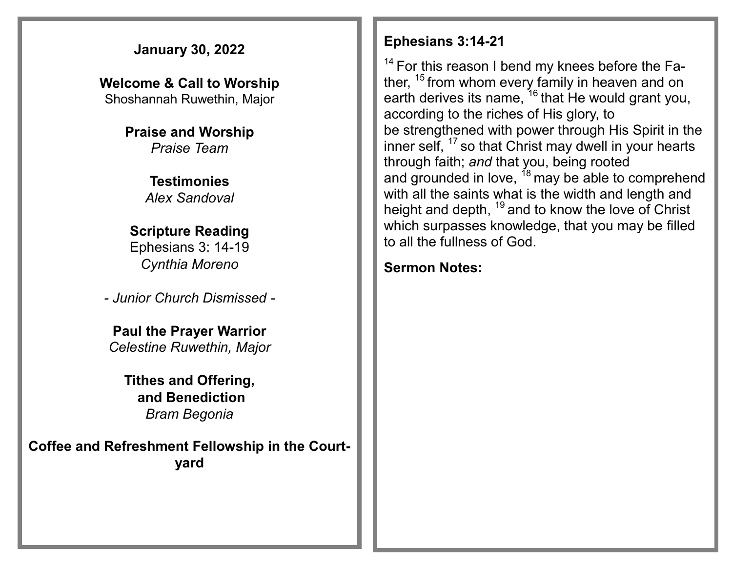**January 30, 2022**

**Welcome & Call to Worship**
Shoshannah Ruwethin, Major

**Praise and Worship**
*Praise Team*

**Testimonies**
*Alex Sandoval*

**Scripture Reading**
Ephesians 3: 14-19
*Cynthia Moreno*

*- Junior Church Dismissed -*

**Paul the Prayer Warrior**
*Celestine Ruwethin, Major*

**Tithes and Offering, and Benediction**
*Bram Begonia*

**Coffee and Refreshment Fellowship in the Courtyard**

**Ephesians 3:14-21**

[14] For this reason I bend my knees before the Father, [15] from whom every family in heaven and on earth derives its name, [16] that He would grant you, according to the riches of His glory, to be strengthened with power through His Spirit in the inner self, [17] so that Christ may dwell in your hearts through faith; *and* that you, being rooted and grounded in love, [18] may be able to comprehend with all the saints what is the width and length and height and depth, [19] and to know the love of Christ which surpasses knowledge, that you may be filled to all the fullness of God.

**Sermon Notes:**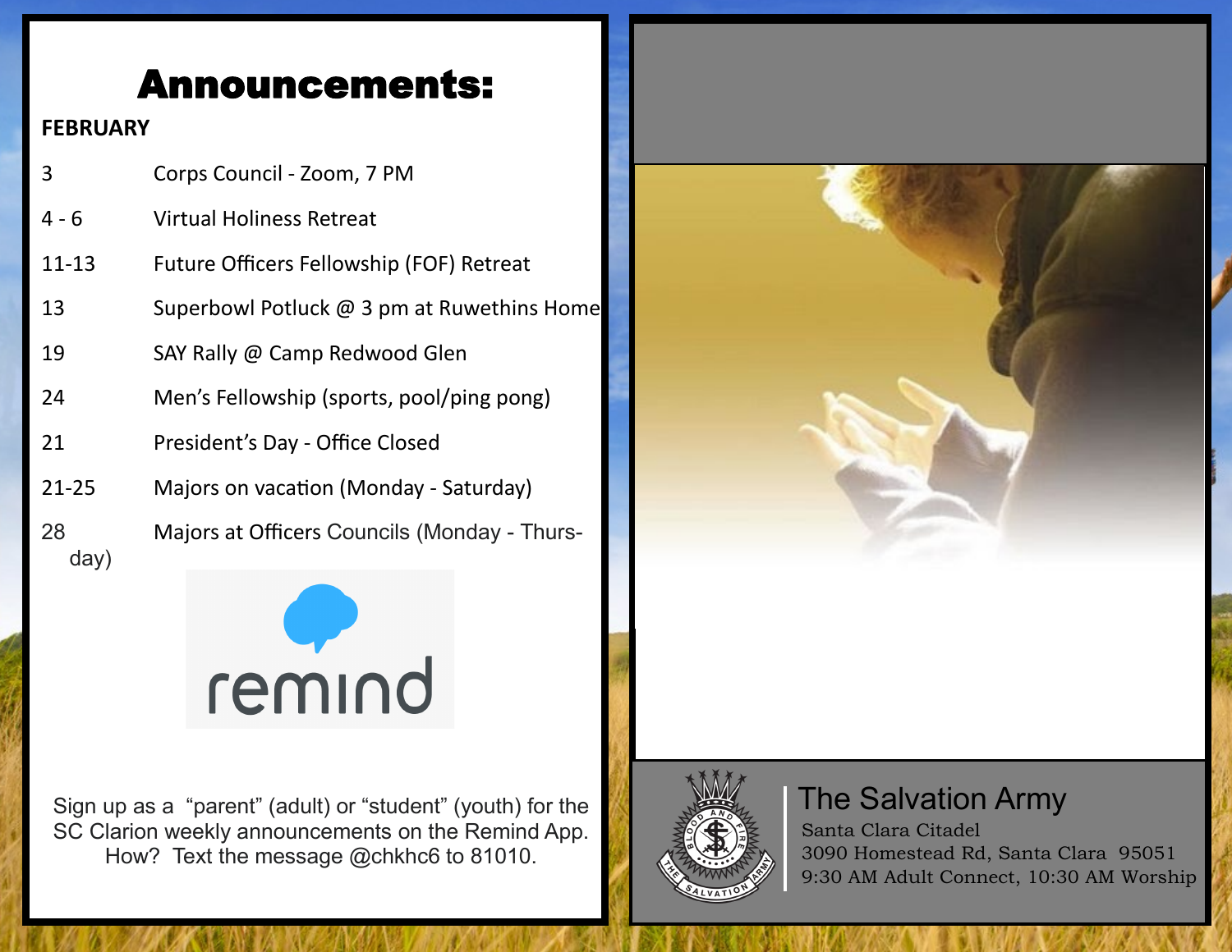# Announcements:

**FEBRUARY**

| | |
|---|---|
| 3 | Corps Council - Zoom, 7 PM |
| 4 - 6 | Virtual Holiness Retreat |
| 11-13 | Future Officers Fellowship (FOF) Retreat |
| 13 | Superbowl Potluck @ 3 pm at Ruwethins Home |
| 19 | SAY Rally @ Camp Redwood Glen |
| 24 | Men's Fellowship (sports, pool/ping pong) |
| 21 | President's Day - Office Closed |
| 21-25 | Majors on vacation (Monday - Saturday) |
| 28 | Majors at Officers Councils (Monday - Thursday) |

remind

Sign up as a "parent" (adult) or "student" (youth) for the SC Clarion weekly announcements on the Remind App. How? Text the message @chkhc6 to 81010.

## The Salvation Army

Santa Clara Citadel
3090 Homestead Rd, Santa Clara 95051
9:30 AM Adult Connect, 10:30 AM Worship